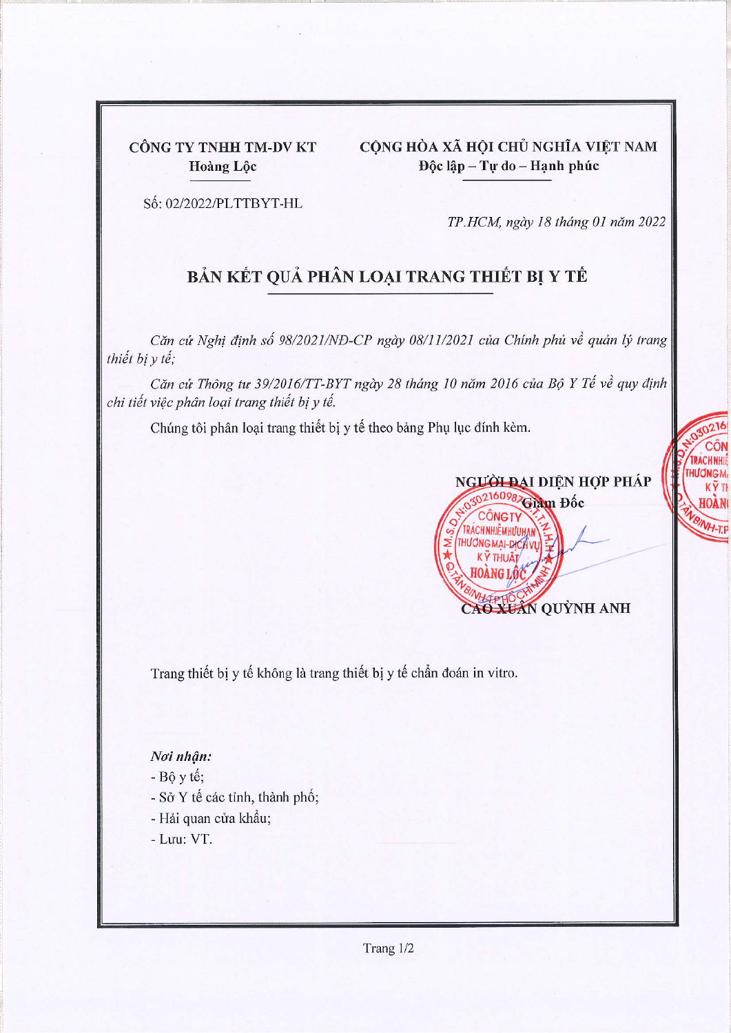CÔNG TY TNHH TM-DV KT
Hoàng Lộc

CỘNG HÒA XÃ HỘI CHỦ NGHĨA VIỆT NAM
Độc lập – Tự do – Hạnh phúc

Số: 02/2022/PLTTBYT-HL

*TP.HCM, ngày 18 tháng 01 năm 2022*

# BẢN KẾT QUẢ PHÂN LOẠI TRANG THIẾT BỊ Y TẾ

*Căn cứ Nghị định số 98/2021/NĐ-CP ngày 08/11/2021 của Chính phủ về quản lý trang thiết bị y tế;*

*Căn cứ Thông tư 39/2016/TT-BYT ngày 28 tháng 10 năm 2016 của Bộ Y Tế về quy định chi tiết việc phân loại trang thiết bị y tế.*

Chúng tôi phân loại trang thiết bị y tế theo bảng Phụ lục đính kèm.

**NGƯỜI ĐẠI DIỆN HỢP PHÁP**
**Giám Đốc**

**CAO XUÂN QUỲNH ANH**

Trang thiết bị y tế không là trang thiết bị y tế chẩn đoán in vitro.

*Nơi nhận:*
- Bộ y tế;
- Sở Y tế các tỉnh, thành phố;
- Hải quan cửa khẩu;
- Lưu: VT.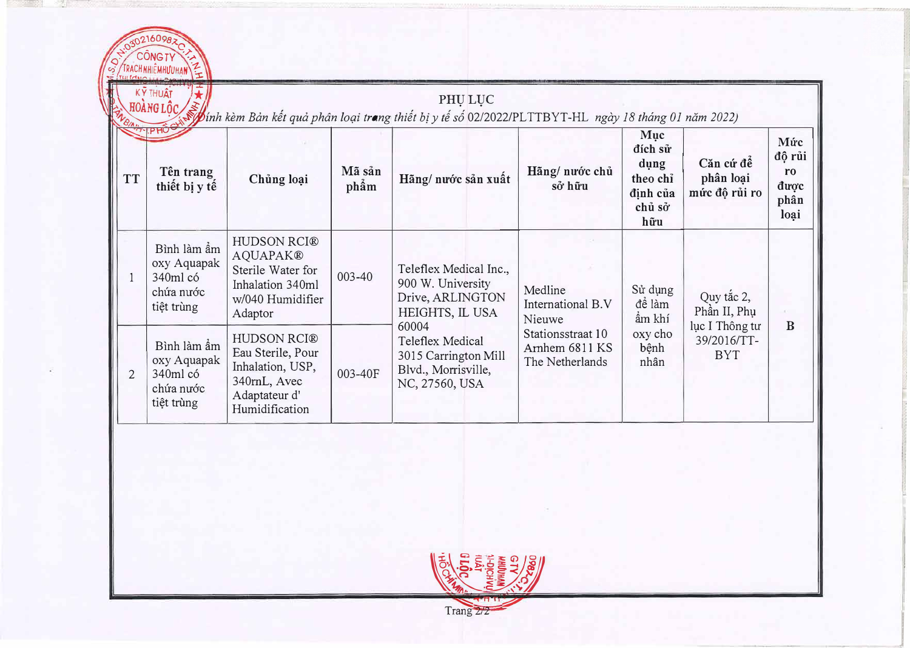# PHỤ LỤC

*(Đính kèm Bản kết quả phân loại trang thiết bị y tế số 02/2022/PLTTBYT-HL ngày 18 tháng 01 năm 2022)*

| TT | Tên trang thiết bị y tế | Chủng loại | Mã sản phẩm | Hãng/ nước sản xuất | Hãng/ nước chủ sở hữu | Mục đích sử dụng theo chỉ định của chủ sở hữu | Căn cứ để phân loại mức độ rủi ro | Mức độ rủi ro được phân loại |
|---|---|---|---|---|---|---|---|---|
| 1 | Bình làm ẩm oxy Aquapak 340ml có chứa nước tiệt trùng | HUDSON RCI® AQUAPAK® Sterile Water for Inhalation 340ml w/040 Humidifier Adaptor | 003-40 | Teleflex Medical Inc., 900 W. University Drive, ARLINGTON HEIGHTS, IL USA 60004 Teleflex Medical 3015 Carrington Mill Blvd., Morrisville, NC, 27560, USA | Medline International B.V Nieuwe Stationsstraat 10 Arnhem 6811 KS The Netherlands | Sử dụng để làm ẩm khí oxy cho bệnh nhân | Quy tắc 2, Phần II, Phụ lục I Thông tư 39/2016/TT-BYT | B |
| 2 | Bình làm ẩm oxy Aquapak 340ml có chứa nước tiệt trùng | HUDSON RCI® Eau Sterile, Pour Inhalation, USP, 340mL, Avec Adaptateur d' Humidification | 003-40F | | | | | |